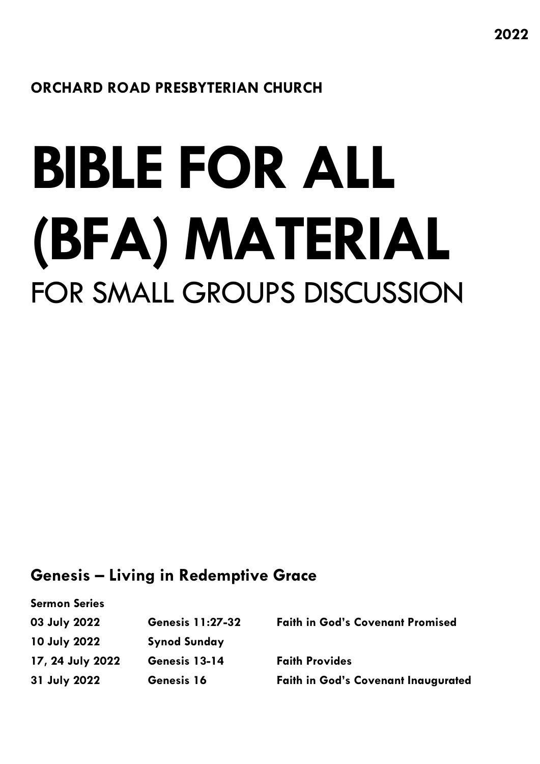2022

**ORCHARD ROAD PRESBYTERIAN CHURCH**

# BIBLE FOR ALL (BFA) MATERIAL

## FOR SMALL GROUPS DISCUSSION

### Genesis – Living in Redemptive Grace

| Sermon Series | | |
| --- | --- | --- |
| 03 July 2022 | Genesis 11:27-32 | Faith in God's Covenant Promised |
| 10 July 2022 | Synod Sunday | |
| 17, 24 July 2022 | Genesis 13-14 | Faith Provides |
| 31 July 2022 | Genesis 16 | Faith in God's Covenant Inaugurated |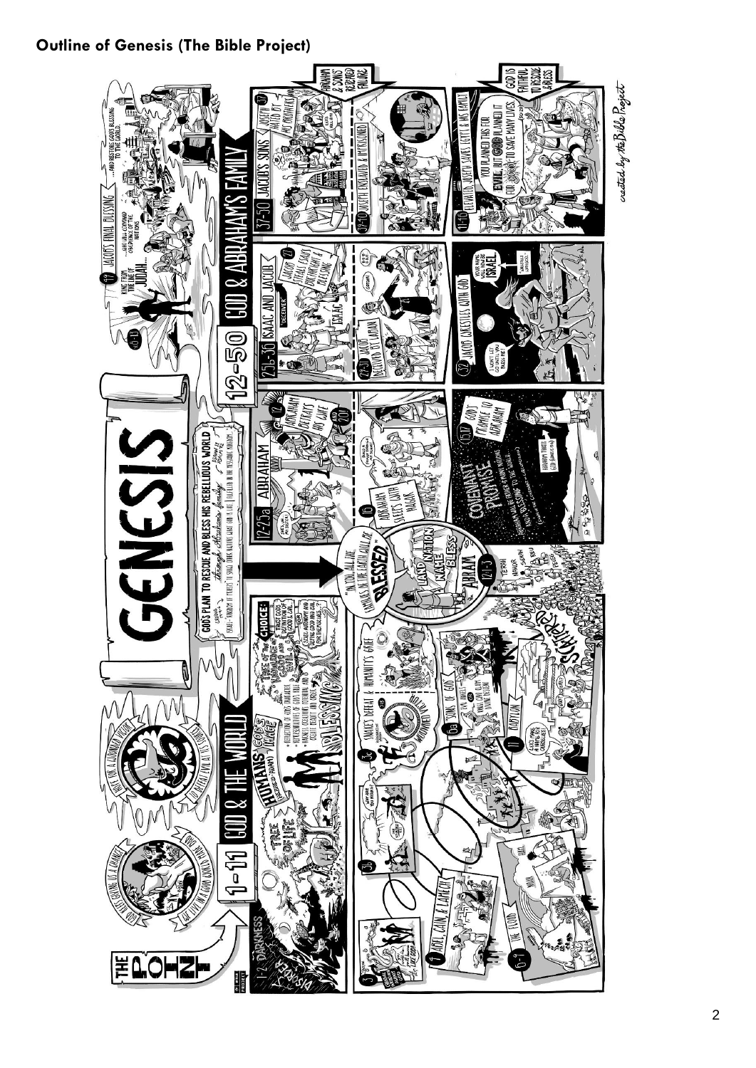**Outline of Genesis (The Bible Project)**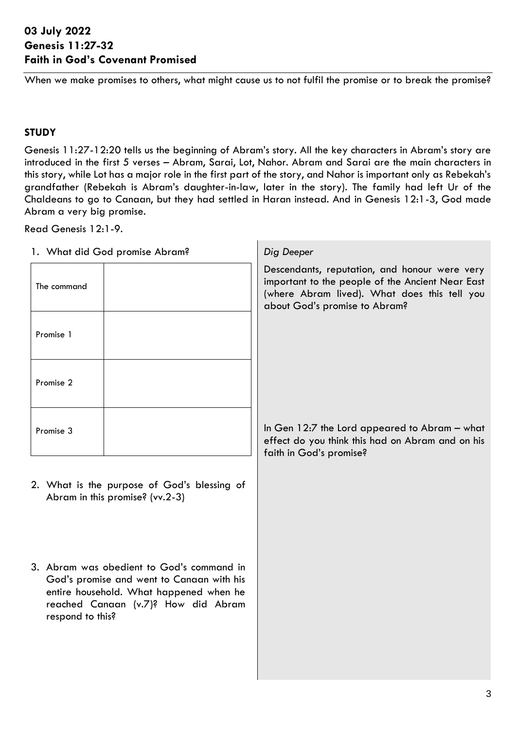**03 July 2022**
**Genesis 11:27-32**
**Faith in God's Covenant Promised**

When we make promises to others, what might cause us to not fulfil the promise or to break the promise?

## STUDY

Genesis 11:27-12:20 tells us the beginning of Abram's story. All the key characters in Abram's story are introduced in the first 5 verses – Abram, Sarai, Lot, Nahor. Abram and Sarai are the main characters in this story, while Lot has a major role in the first part of the story, and Nahor is important only as Rebekah's grandfather (Rebekah is Abram's daughter-in-law, later in the story). The family had left Ur of the Chaldeans to go to Canaan, but they had settled in Haran instead. And in Genesis 12:1-3, God made Abram a very big promise.

Read Genesis 12:1-9.

1. What did God promise Abram?

| | |
|---|---|
| The command | |
| Promise 1 | |
| Promise 2 | |
| Promise 3 | |

2. What is the purpose of God's blessing of Abram in this promise? (vv.2-3)

3. Abram was obedient to God's command in God's promise and went to Canaan with his entire household. What happened when he reached Canaan (v.7)? How did Abram respond to this?

*Dig Deeper*

Descendants, reputation, and honour were very important to the people of the Ancient Near East (where Abram lived). What does this tell you about God's promise to Abram?

In Gen 12:7 the Lord appeared to Abram – what effect do you think this had on Abram and on his faith in God's promise?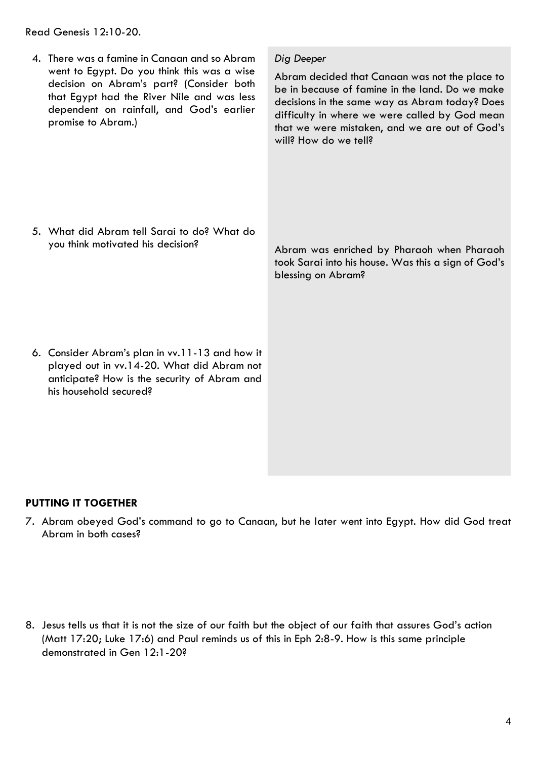Read Genesis 12:10-20.

4. There was a famine in Canaan and so Abram went to Egypt. Do you think this was a wise decision on Abram's part? (Consider both that Egypt had the River Nile and was less dependent on rainfall, and God's earlier promise to Abram.)

*Dig Deeper*

Abram decided that Canaan was not the place to be in because of famine in the land. Do we make decisions in the same way as Abram today? Does difficulty in where we were called by God mean that we were mistaken, and we are out of God's will? How do we tell?

5. What did Abram tell Sarai to do? What do you think motivated his decision?

Abram was enriched by Pharaoh when Pharaoh took Sarai into his house. Was this a sign of God's blessing on Abram?

6. Consider Abram's plan in vv.11-13 and how it played out in vv.14-20. What did Abram not anticipate? How is the security of Abram and his household secured?

## PUTTING IT TOGETHER

7. Abram obeyed God's command to go to Canaan, but he later went into Egypt. How did God treat Abram in both cases?

8. Jesus tells us that it is not the size of our faith but the object of our faith that assures God's action (Matt 17:20; Luke 17:6) and Paul reminds us of this in Eph 2:8-9. How is this same principle demonstrated in Gen 12:1-20?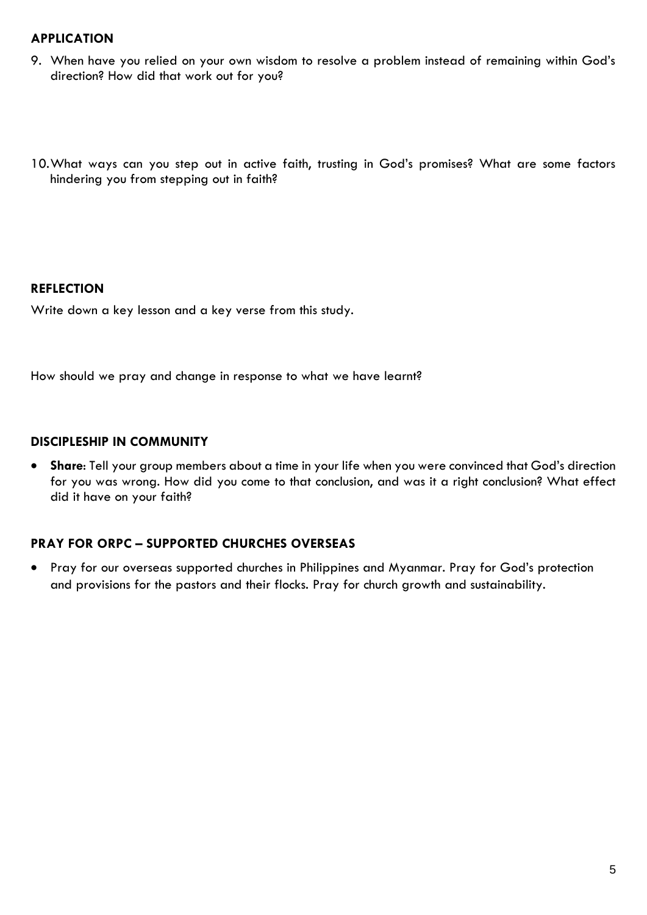**APPLICATION**

9. When have you relied on your own wisdom to resolve a problem instead of remaining within God's direction? How did that work out for you?

10. What ways can you step out in active faith, trusting in God's promises? What are some factors hindering you from stepping out in faith?

**REFLECTION**

Write down a key lesson and a key verse from this study.

How should we pray and change in response to what we have learnt?

**DISCIPLESHIP IN COMMUNITY**

- **Share**: Tell your group members about a time in your life when you were convinced that God's direction for you was wrong. How did you come to that conclusion, and was it a right conclusion? What effect did it have on your faith?

**PRAY FOR ORPC – SUPPORTED CHURCHES OVERSEAS**

- Pray for our overseas supported churches in Philippines and Myanmar. Pray for God's protection and provisions for the pastors and their flocks. Pray for church growth and sustainability.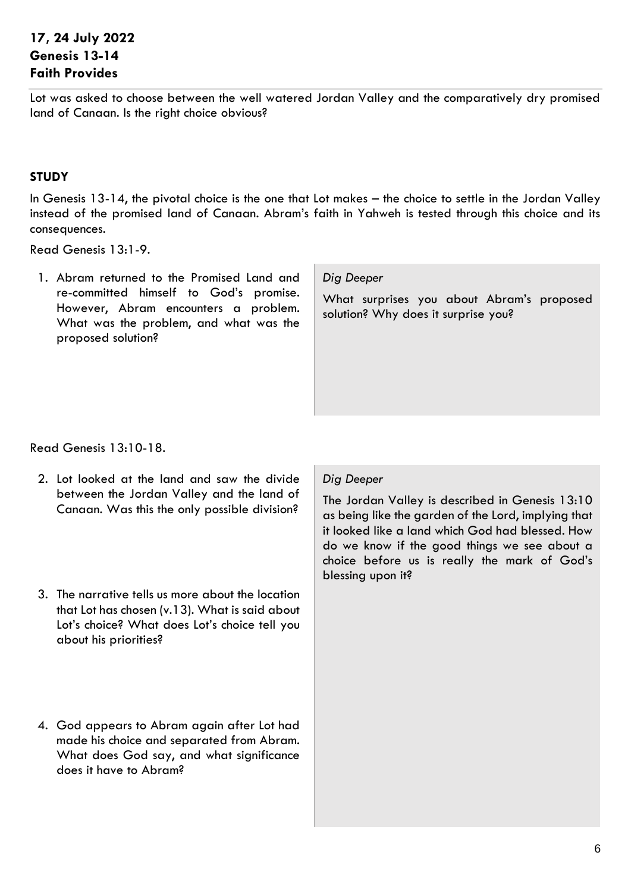**17, 24 July 2022**
**Genesis 13-14**
**Faith Provides**

Lot was asked to choose between the well watered Jordan Valley and the comparatively dry promised land of Canaan. Is the right choice obvious?

### STUDY

In Genesis 13-14, the pivotal choice is the one that Lot makes – the choice to settle in the Jordan Valley instead of the promised land of Canaan. Abram's faith in Yahweh is tested through this choice and its consequences.

Read Genesis 13:1-9.

1. Abram returned to the Promised Land and re-committed himself to God's promise. However, Abram encounters a problem. What was the problem, and what was the proposed solution?

*Dig Deeper*

What surprises you about Abram's proposed solution? Why does it surprise you?

Read Genesis 13:10-18.

2. Lot looked at the land and saw the divide between the Jordan Valley and the land of Canaan. Was this the only possible division?

3. The narrative tells us more about the location that Lot has chosen (v.13). What is said about Lot's choice? What does Lot's choice tell you about his priorities?

4. God appears to Abram again after Lot had made his choice and separated from Abram. What does God say, and what significance does it have to Abram?

*Dig Deeper*

The Jordan Valley is described in Genesis 13:10 as being like the garden of the Lord, implying that it looked like a land which God had blessed. How do we know if the good things we see about a choice before us is really the mark of God's blessing upon it?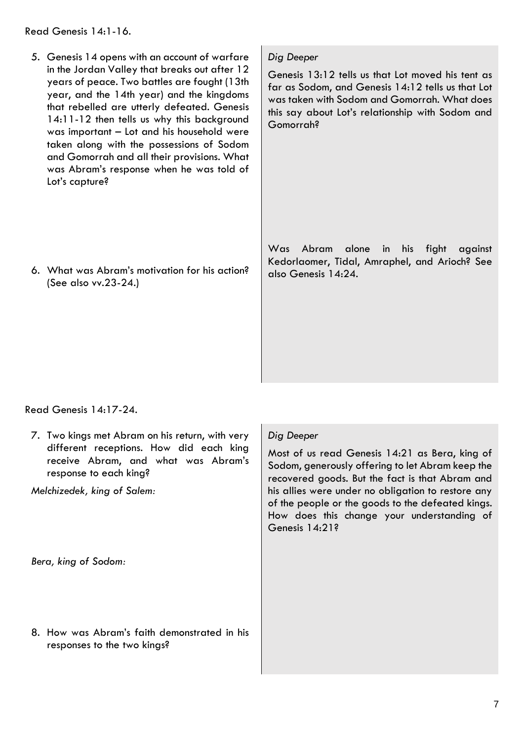Read Genesis 14:1-16.

5. Genesis 14 opens with an account of warfare in the Jordan Valley that breaks out after 12 years of peace. Two battles are fought (13th year, and the 14th year) and the kingdoms that rebelled are utterly defeated. Genesis 14:11-12 then tells us why this background was important – Lot and his household were taken along with the possessions of Sodom and Gomorrah and all their provisions. What was Abram's response when he was told of Lot's capture?

*Dig Deeper*

Genesis 13:12 tells us that Lot moved his tent as far as Sodom, and Genesis 14:12 tells us that Lot was taken with Sodom and Gomorrah. What does this say about Lot's relationship with Sodom and Gomorrah?

6. What was Abram's motivation for his action? (See also vv.23-24.)

Was Abram alone in his fight against Kedorlaomer, Tidal, Amraphel, and Arioch? See also Genesis 14:24.

Read Genesis 14:17-24.

7. Two kings met Abram on his return, with very different receptions. How did each king receive Abram, and what was Abram's response to each king?

*Melchizedek, king of Salem:*

*Bera, king of Sodom:*

8. How was Abram's faith demonstrated in his responses to the two kings?

*Dig Deeper*

Most of us read Genesis 14:21 as Bera, king of Sodom, generously offering to let Abram keep the recovered goods. But the fact is that Abram and his allies were under no obligation to restore any of the people or the goods to the defeated kings. How does this change your understanding of Genesis 14:21?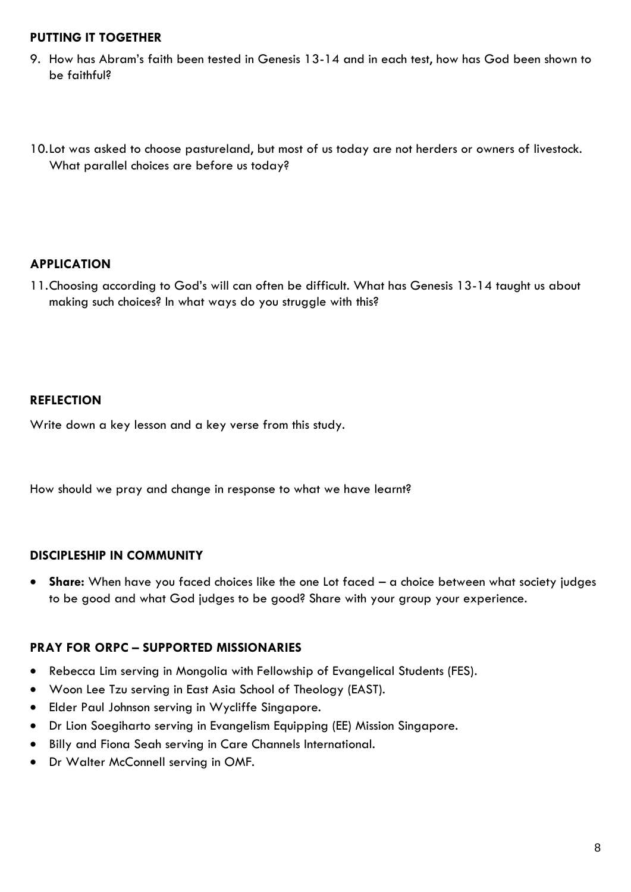## PUTTING IT TOGETHER

9. How has Abram's faith been tested in Genesis 13-14 and in each test, how has God been shown to be faithful?

10. Lot was asked to choose pastureland, but most of us today are not herders or owners of livestock. What parallel choices are before us today?

## APPLICATION

11. Choosing according to God's will can often be difficult. What has Genesis 13-14 taught us about making such choices? In what ways do you struggle with this?

## REFLECTION

Write down a key lesson and a key verse from this study.

How should we pray and change in response to what we have learnt?

## DISCIPLESHIP IN COMMUNITY

- **Share:** When have you faced choices like the one Lot faced – a choice between what society judges to be good and what God judges to be good? Share with your group your experience.

## PRAY FOR ORPC – SUPPORTED MISSIONARIES

- Rebecca Lim serving in Mongolia with Fellowship of Evangelical Students (FES).
- Woon Lee Tzu serving in East Asia School of Theology (EAST).
- Elder Paul Johnson serving in Wycliffe Singapore.
- Dr Lion Soegiharto serving in Evangelism Equipping (EE) Mission Singapore.
- Billy and Fiona Seah serving in Care Channels International.
- Dr Walter McConnell serving in OMF.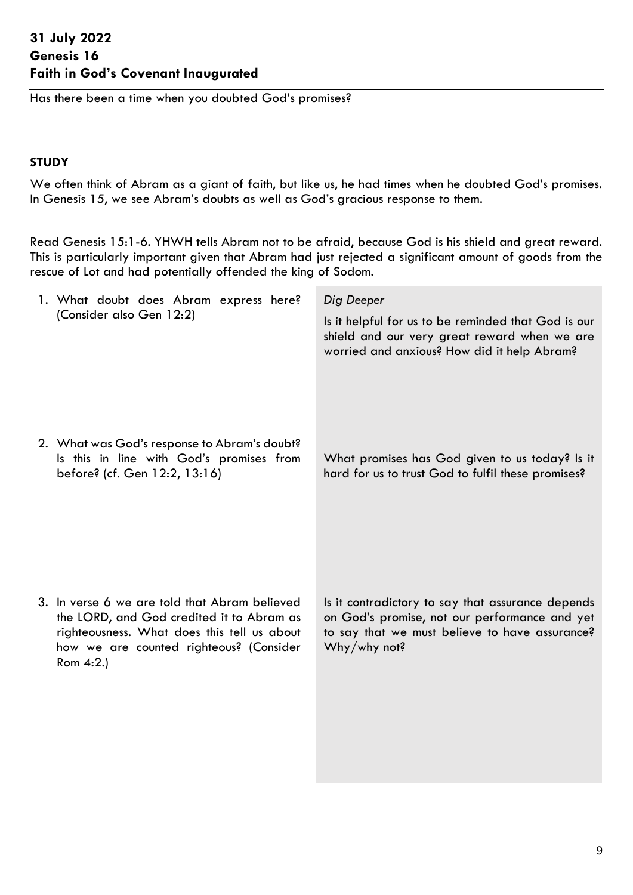**31 July 2022**
**Genesis 16**
**Faith in God's Covenant Inaugurated**

Has there been a time when you doubted God's promises?

## STUDY

We often think of Abram as a giant of faith, but like us, he had times when he doubted God's promises. In Genesis 15, we see Abram's doubts as well as God's gracious response to them.

Read Genesis 15:1-6. YHWH tells Abram not to be afraid, because God is his shield and great reward. This is particularly important given that Abram had just rejected a significant amount of goods from the rescue of Lot and had potentially offended the king of Sodom.

1. What doubt does Abram express here? (Consider also Gen 12:2)

2. What was God's response to Abram's doubt? Is this in line with God's promises from before? (cf. Gen 12:2, 13:16)

3. In verse 6 we are told that Abram believed the LORD, and God credited it to Abram as righteousness. What does this tell us about how we are counted righteous? (Consider Rom 4:2.)

*Dig Deeper*

Is it helpful for us to be reminded that God is our shield and our very great reward when we are worried and anxious? How did it help Abram?

What promises has God given to us today? Is it hard for us to trust God to fulfil these promises?

Is it contradictory to say that assurance depends on God's promise, not our performance and yet to say that we must believe to have assurance? Why/why not?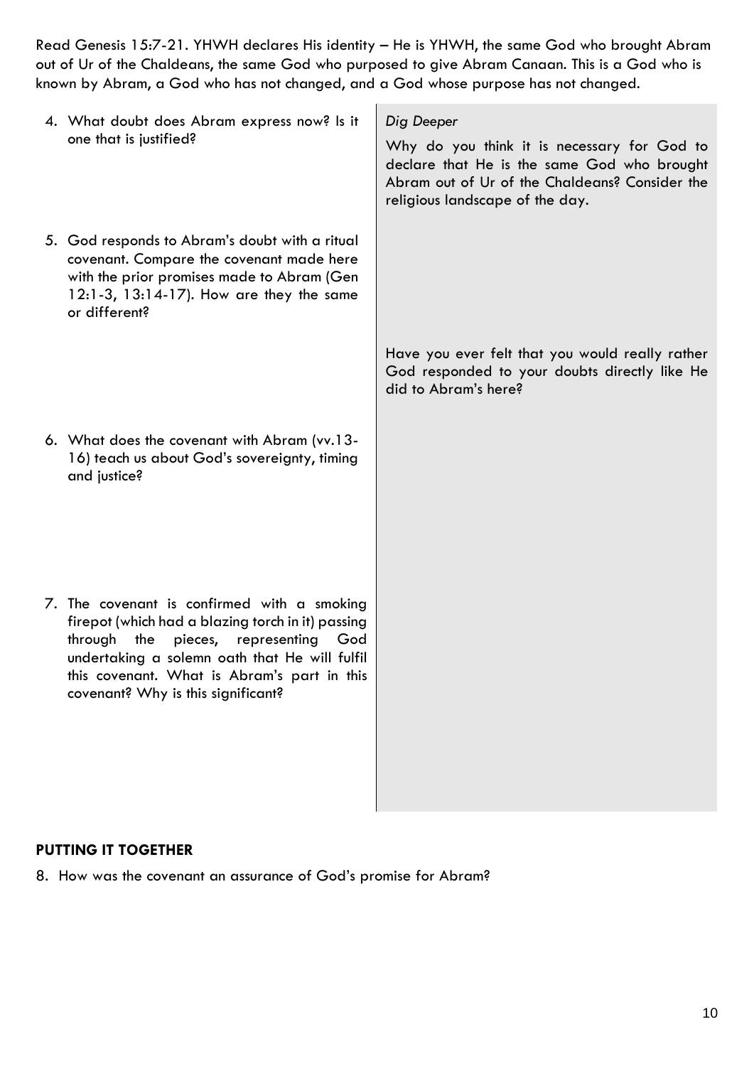Read Genesis 15:7-21. YHWH declares His identity – He is YHWH, the same God who brought Abram out of Ur of the Chaldeans, the same God who purposed to give Abram Canaan. This is a God who is known by Abram, a God who has not changed, and a God whose purpose has not changed.

4. What doubt does Abram express now? Is it one that is justified?

5. God responds to Abram's doubt with a ritual covenant. Compare the covenant made here with the prior promises made to Abram (Gen 12:1-3, 13:14-17). How are they the same or different?

6. What does the covenant with Abram (vv.13-16) teach us about God's sovereignty, timing and justice?

7. The covenant is confirmed with a smoking firepot (which had a blazing torch in it) passing through the pieces, representing God undertaking a solemn oath that He will fulfil this covenant. What is Abram's part in this covenant? Why is this significant?

*Dig Deeper*

Why do you think it is necessary for God to declare that He is the same God who brought Abram out of Ur of the Chaldeans? Consider the religious landscape of the day.

Have you ever felt that you would really rather God responded to your doubts directly like He did to Abram's here?

**PUTTING IT TOGETHER**

8. How was the covenant an assurance of God's promise for Abram?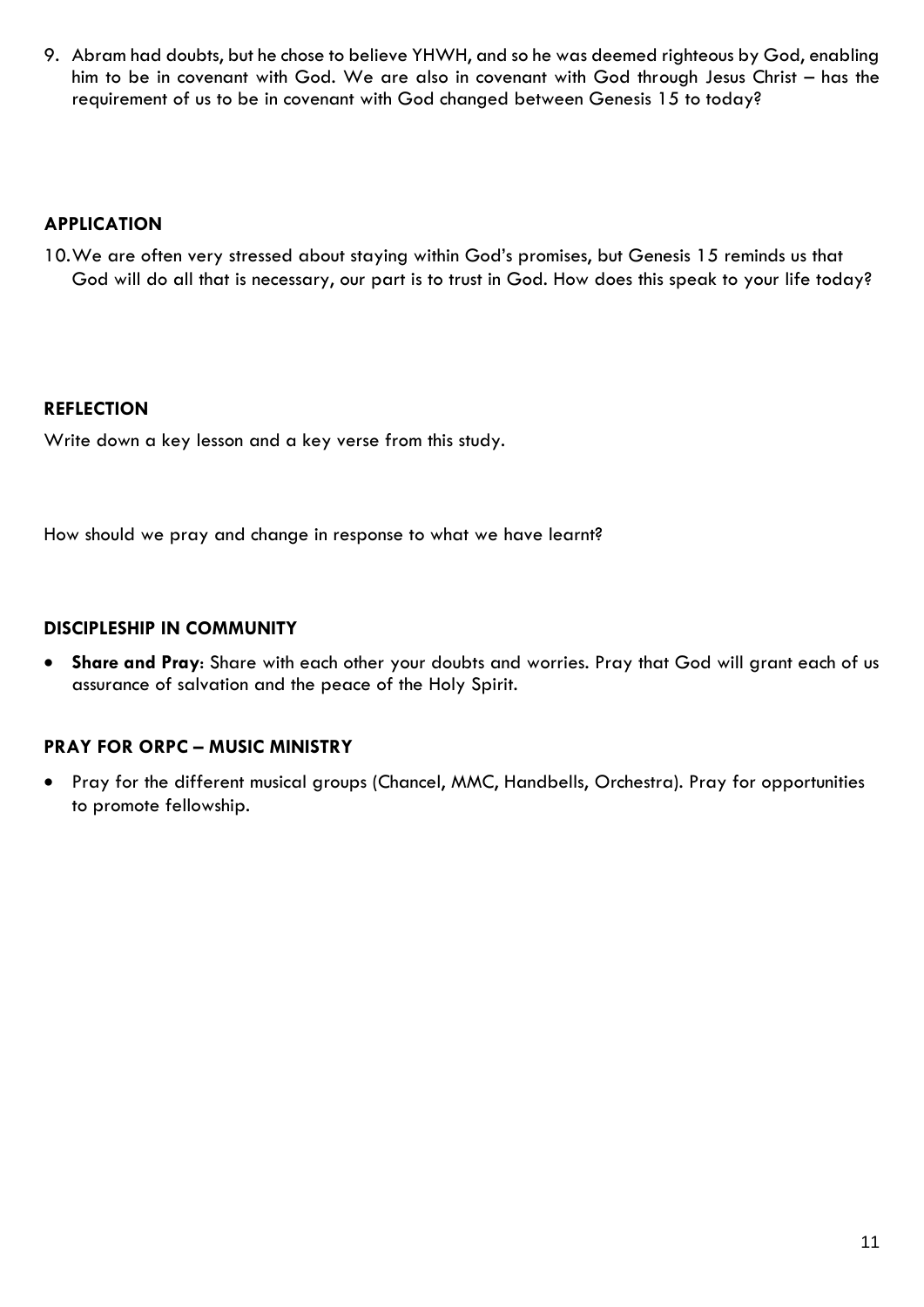9. Abram had doubts, but he chose to believe YHWH, and so he was deemed righteous by God, enabling him to be in covenant with God. We are also in covenant with God through Jesus Christ – has the requirement of us to be in covenant with God changed between Genesis 15 to today?

## APPLICATION

10. We are often very stressed about staying within God's promises, but Genesis 15 reminds us that God will do all that is necessary, our part is to trust in God. How does this speak to your life today?

## REFLECTION

Write down a key lesson and a key verse from this study.

How should we pray and change in response to what we have learnt?

## DISCIPLESHIP IN COMMUNITY

- **Share and Pray**: Share with each other your doubts and worries. Pray that God will grant each of us assurance of salvation and the peace of the Holy Spirit.

## PRAY FOR ORPC – MUSIC MINISTRY

- Pray for the different musical groups (Chancel, MMC, Handbells, Orchestra). Pray for opportunities to promote fellowship.